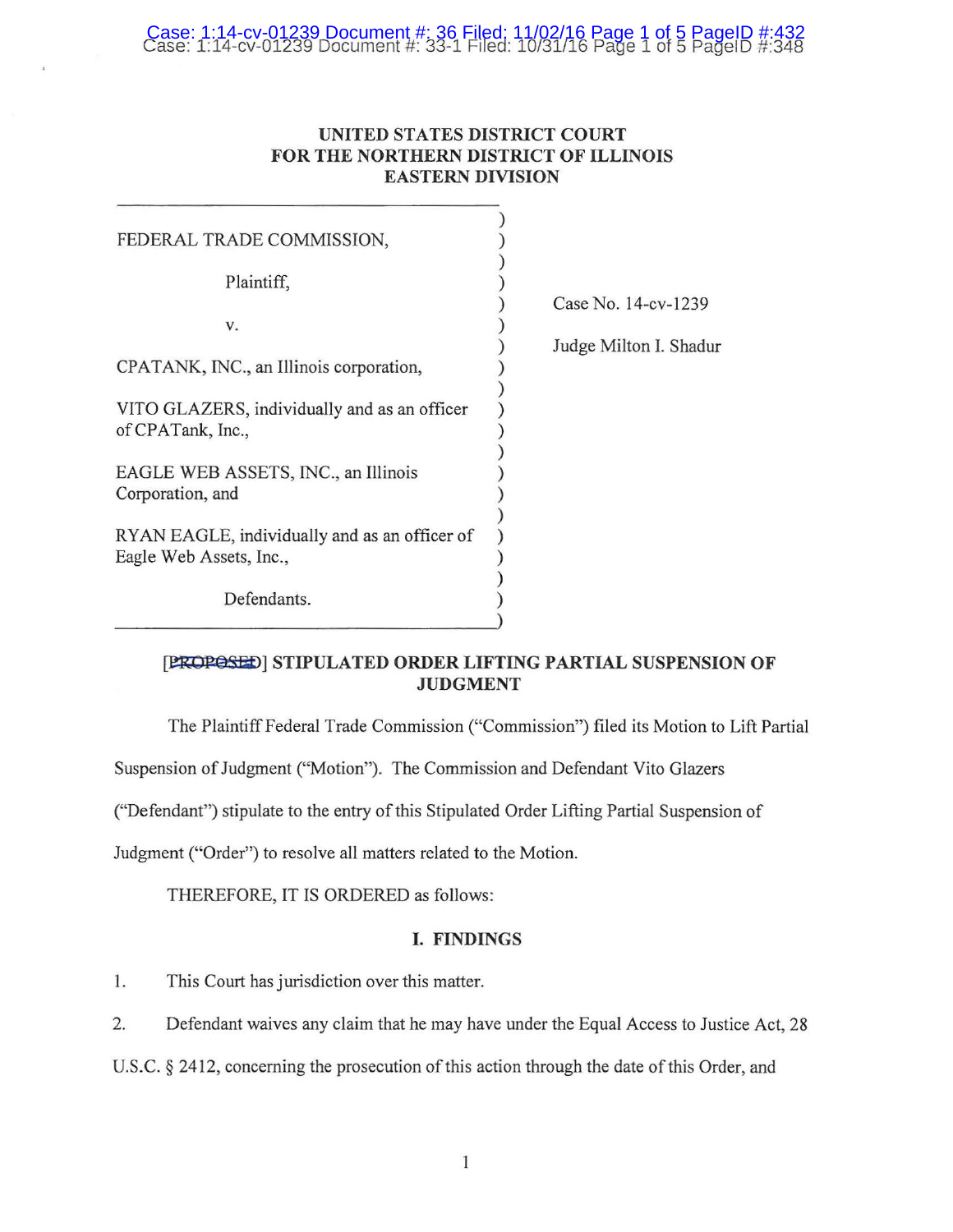UNITED STATES DISTRICT COURT
FOR THE NORTHERN DISTRICT OF ILLINOIS
EASTERN DIVISION

| | |
|---|---|
| FEDERAL TRADE COMMISSION,<br><br>Plaintiff,<br><br>v.<br><br>CPATANK, INC., an Illinois corporation,<br><br>VITO GLAZERS, individually and as an officer of CPATank, Inc.,<br><br>EAGLE WEB ASSETS, INC., an Illinois Corporation, and<br><br>RYAN EAGLE, individually and as an officer of Eagle Web Assets, Inc.,<br><br>Defendants. | Case No. 14-cv-1239<br><br>Judge Milton I. Shadur |

**[~~PROPOSED~~] STIPULATED ORDER LIFTING PARTIAL SUSPENSION OF JUDGMENT**

The Plaintiff Federal Trade Commission ("Commission") filed its Motion to Lift Partial Suspension of Judgment ("Motion"). The Commission and Defendant Vito Glazers ("Defendant") stipulate to the entry of this Stipulated Order Lifting Partial Suspension of Judgment ("Order") to resolve all matters related to the Motion.

THEREFORE, IT IS ORDERED as follows:

## I. FINDINGS

1. This Court has jurisdiction over this matter.

2. Defendant waives any claim that he may have under the Equal Access to Justice Act, 28 U.S.C. § 2412, concerning the prosecution of this action through the date of this Order, and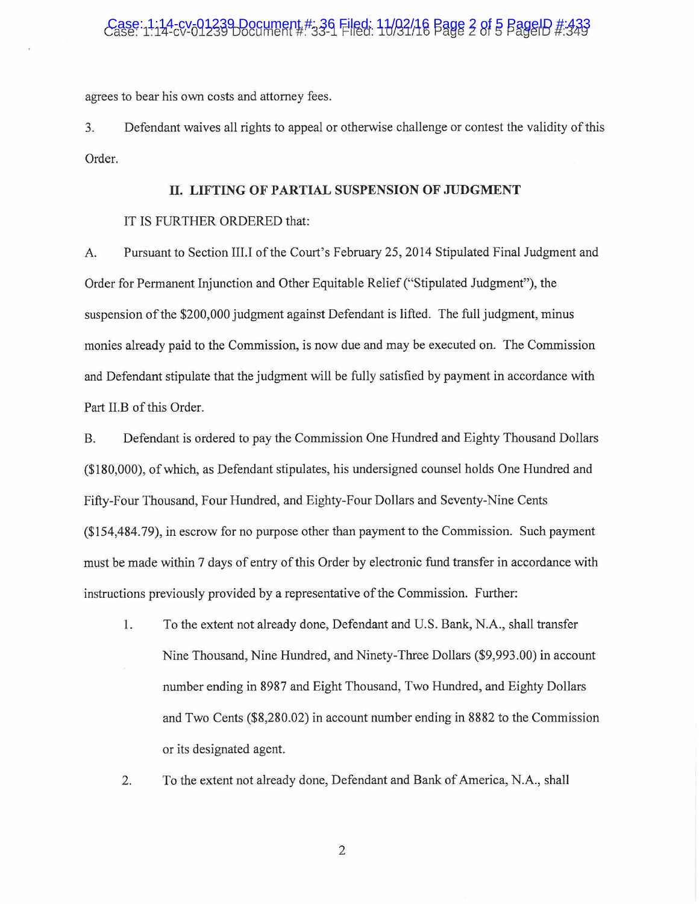agrees to bear his own costs and attorney fees.

3. Defendant waives all rights to appeal or otherwise challenge or contest the validity of this Order.

## II. LIFTING OF PARTIAL SUSPENSION OF JUDGMENT

IT IS FURTHER ORDERED that:

A. Pursuant to Section III.I of the Court's February 25, 2014 Stipulated Final Judgment and Order for Permanent Injunction and Other Equitable Relief ("Stipulated Judgment"), the suspension of the $200,000 judgment against Defendant is lifted. The full judgment, minus monies already paid to the Commission, is now due and may be executed on. The Commission and Defendant stipulate that the judgment will be fully satisfied by payment in accordance with Part II.B of this Order.

B. Defendant is ordered to pay the Commission One Hundred and Eighty Thousand Dollars ($180,000), of which, as Defendant stipulates, his undersigned counsel holds One Hundred and Fifty-Four Thousand, Four Hundred, and Eighty-Four Dollars and Seventy-Nine Cents ($154,484.79), in escrow for no purpose other than payment to the Commission. Such payment must be made within 7 days of entry of this Order by electronic fund transfer in accordance with instructions previously provided by a representative of the Commission. Further:

1. To the extent not already done, Defendant and U.S. Bank, N.A., shall transfer Nine Thousand, Nine Hundred, and Ninety-Three Dollars ($9,993.00) in account number ending in 8987 and Eight Thousand, Two Hundred, and Eighty Dollars and Two Cents ($8,280.02) in account number ending in 8882 to the Commission or its designated agent.

2. To the extent not already done, Defendant and Bank of America, N.A., shall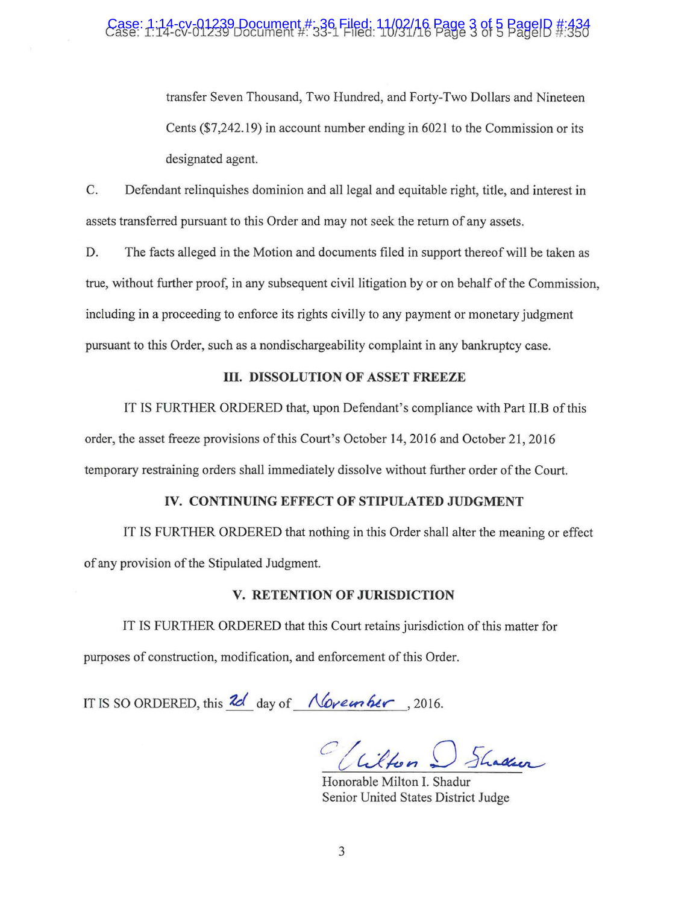transfer Seven Thousand, Two Hundred, and Forty-Two Dollars and Nineteen Cents ($7,242.19) in account number ending in 6021 to the Commission or its designated agent.

C. Defendant relinquishes dominion and all legal and equitable right, title, and interest in assets transferred pursuant to this Order and may not seek the return of any assets.

D. The facts alleged in the Motion and documents filed in support thereof will be taken as true, without further proof, in any subsequent civil litigation by or on behalf of the Commission, including in a proceeding to enforce its rights civilly to any payment or monetary judgment pursuant to this Order, such as a nondischargeability complaint in any bankruptcy case.

## III. DISSOLUTION OF ASSET FREEZE

IT IS FURTHER ORDERED that, upon Defendant's compliance with Part II.B of this order, the asset freeze provisions of this Court's October 14, 2016 and October 21, 2016 temporary restraining orders shall immediately dissolve without further order of the Court.

## IV. CONTINUING EFFECT OF STIPULATED JUDGMENT

IT IS FURTHER ORDERED that nothing in this Order shall alter the meaning or effect of any provision of the Stipulated Judgment.

## V. RETENTION OF JURISDICTION

IT IS FURTHER ORDERED that this Court retains jurisdiction of this matter for purposes of construction, modification, and enforcement of this Order.

IT IS SO ORDERED, this 2d day of November, 2016.

Milton I. Shadur

Honorable Milton I. Shadur
Senior United States District Judge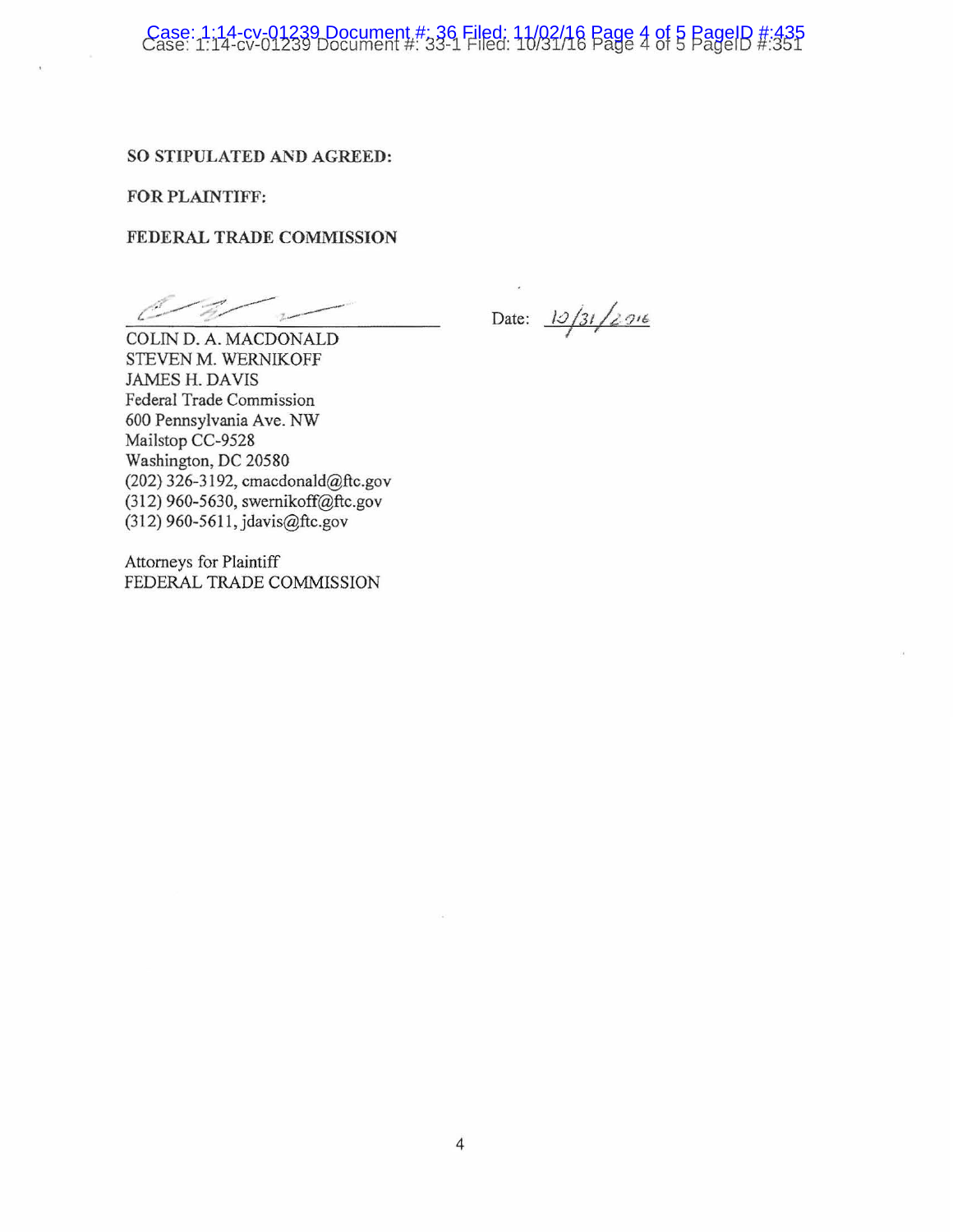**SO STIPULATED AND AGREED:**

**FOR PLAINTIFF:**

**FEDERAL TRADE COMMISSION**

_______________________________ Date: 10/31/2016

COLIN D. A. MACDONALD
STEVEN M. WERNIKOFF
JAMES H. DAVIS
Federal Trade Commission
600 Pennsylvania Ave. NW
Mailstop CC-9528
Washington, DC 20580
(202) 326-3192, cmacdonald@ftc.gov
(312) 960-5630, swernikoff@ftc.gov
(312) 960-5611, jdavis@ftc.gov

Attorneys for Plaintiff
FEDERAL TRADE COMMISSION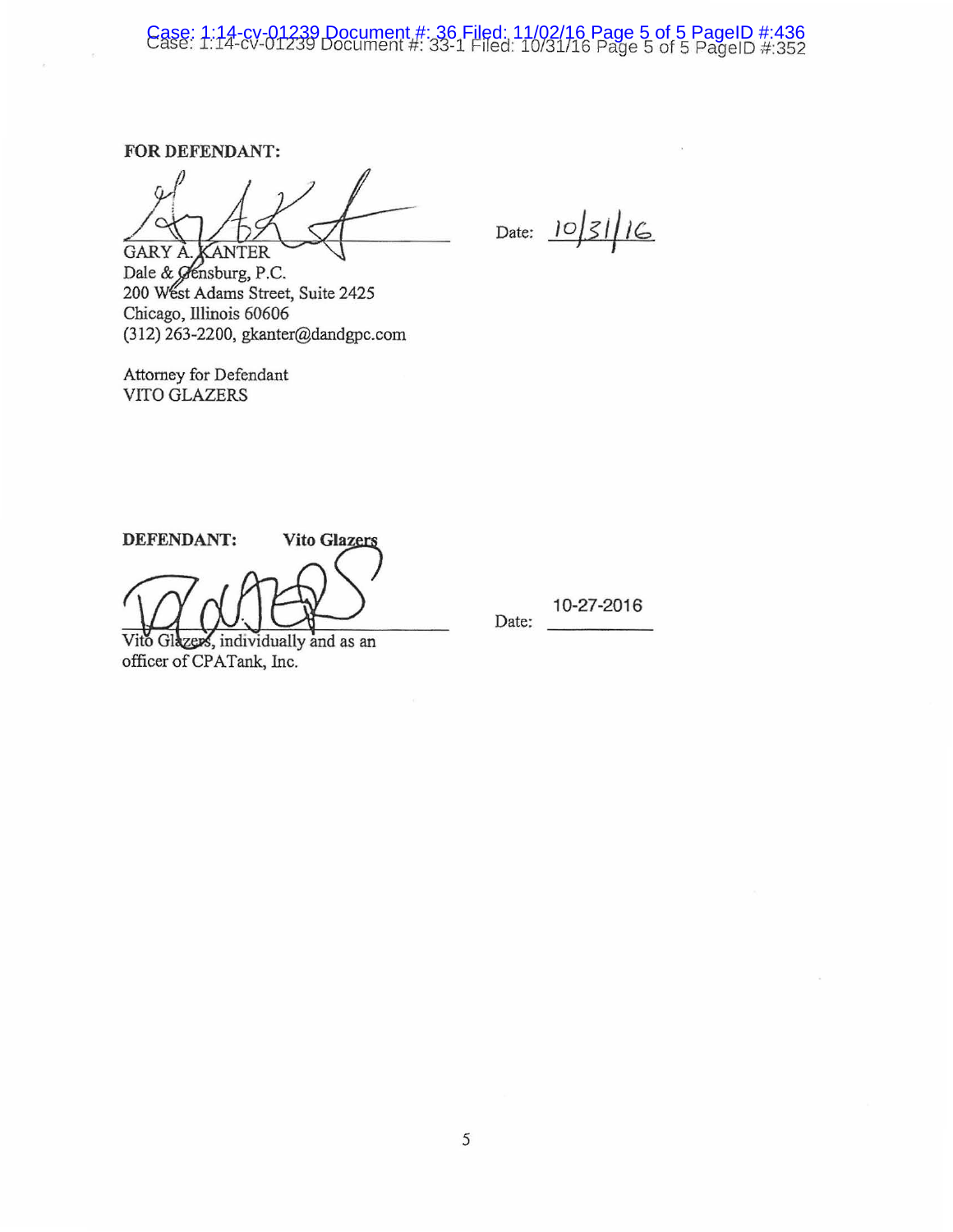**FOR DEFENDANT:**

GARY A. KANTER
Dale & Gensburg, P.C.
200 West Adams Street, Suite 2425
Chicago, Illinois 60606
(312) 263-2200, gkanter@dandgpc.com

Date: 10/31/16

Attorney for Defendant
VITO GLAZERS

**DEFENDANT:** **Vito Glazers**

Vito Glazers, individually and as an officer of CPATank, Inc.

Date: 10-27-2016